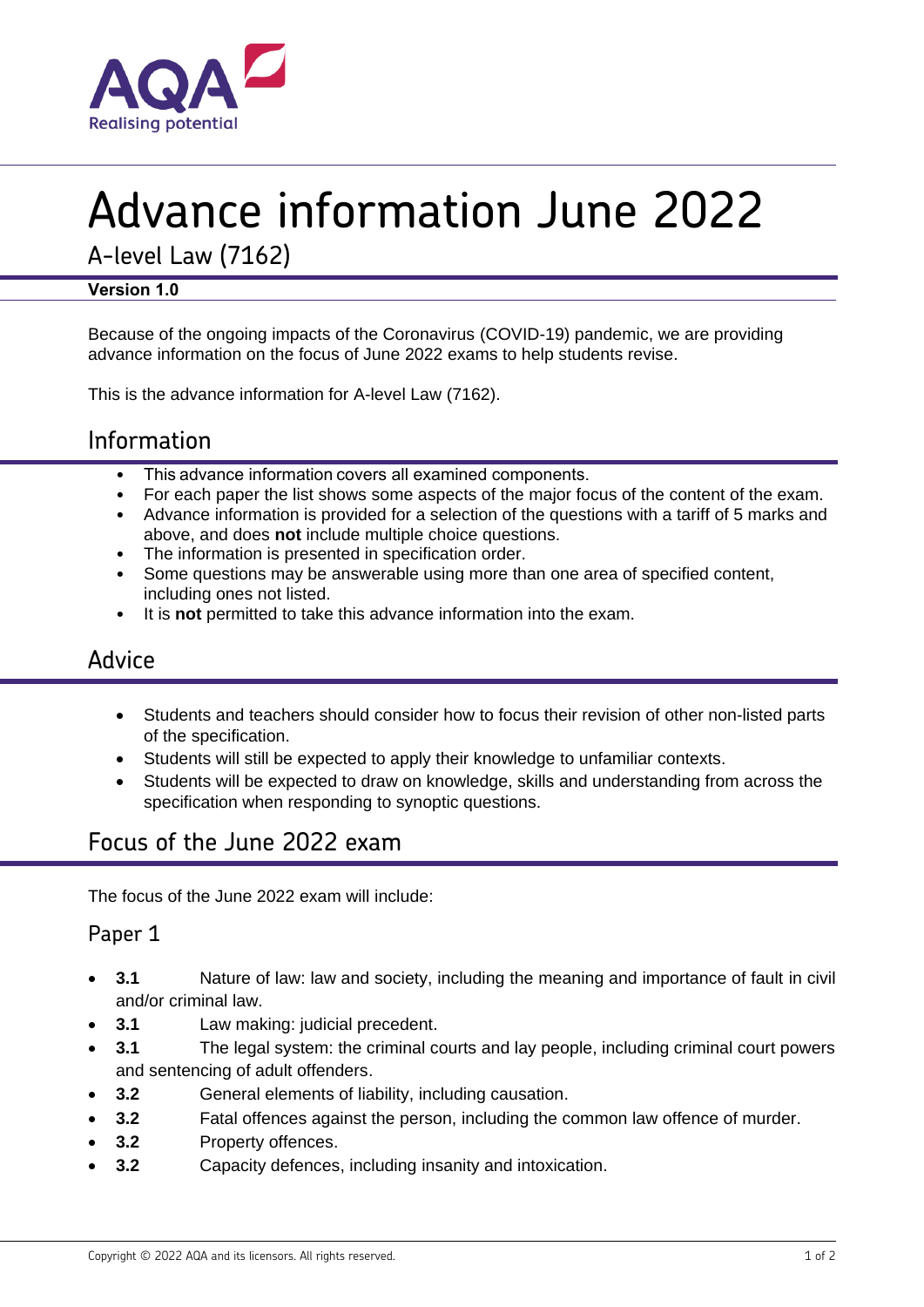# Advance information June 2022

A-level Law (7162)

**Version 1.0**

Because of the ongoing impacts of the Coronavirus (COVID-19) pandemic, we are providing advance information on the focus of June 2022 exams to help students revise.

This is the advance information for A-level Law (7162).

## Information

- This advance information covers all examined components.
- For each paper the list shows some aspects of the major focus of the content of the exam.
- Advance information is provided for a selection of the questions with a tariff of 5 marks and above, and does **not** include multiple choice questions.
- The information is presented in specification order.
- Some questions may be answerable using more than one area of specified content, including ones not listed.
- It is **not** permitted to take this advance information into the exam.

## Advice

- Students and teachers should consider how to focus their revision of other non-listed parts of the specification.
- Students will still be expected to apply their knowledge to unfamiliar contexts.
- Students will be expected to draw on knowledge, skills and understanding from across the specification when responding to synoptic questions.

## Focus of the June 2022 exam

The focus of the June 2022 exam will include:

### Paper 1

- **3.1** Nature of law: law and society, including the meaning and importance of fault in civil and/or criminal law.
- **3.1** Law making: judicial precedent.
- **3.1** The legal system: the criminal courts and lay people, including criminal court powers and sentencing of adult offenders.
- **3.2** General elements of liability, including causation.
- **3.2** Fatal offences against the person, including the common law offence of murder.
- **3.2** Property offences.
- **3.2** Capacity defences, including insanity and intoxication.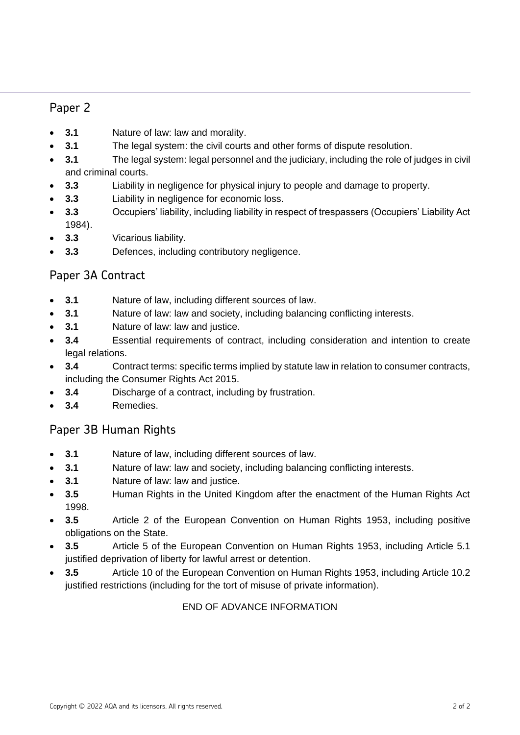## Paper 2

- **3.1** Nature of law: law and morality.
- **3.1** The legal system: the civil courts and other forms of dispute resolution.
- **3.1** The legal system: legal personnel and the judiciary, including the role of judges in civil and criminal courts.
- **3.3** Liability in negligence for physical injury to people and damage to property.
- **3.3** Liability in negligence for economic loss.
- **3.3** Occupiers' liability, including liability in respect of trespassers (Occupiers' Liability Act 1984).
- **3.3** Vicarious liability.
- **3.3** Defences, including contributory negligence.

## Paper 3A Contract

- **3.1** Nature of law, including different sources of law.
- **3.1** Nature of law: law and society, including balancing conflicting interests.
- **3.1** Nature of law: law and justice.
- **3.4** Essential requirements of contract, including consideration and intention to create legal relations.
- **3.4** Contract terms: specific terms implied by statute law in relation to consumer contracts, including the Consumer Rights Act 2015.
- **3.4** Discharge of a contract, including by frustration.
- **3.4** Remedies.

## Paper 3B Human Rights

- **3.1** Nature of law, including different sources of law.
- **3.1** Nature of law: law and society, including balancing conflicting interests.
- **3.1** Nature of law: law and justice.
- **3.5** Human Rights in the United Kingdom after the enactment of the Human Rights Act 1998.
- **3.5** Article 2 of the European Convention on Human Rights 1953, including positive obligations on the State.
- **3.5** Article 5 of the European Convention on Human Rights 1953, including Article 5.1 justified deprivation of liberty for lawful arrest or detention.
- **3.5** Article 10 of the European Convention on Human Rights 1953, including Article 10.2 justified restrictions (including for the tort of misuse of private information).

END OF ADVANCE INFORMATION

Copyright © 2022 AQA and its licensors. All rights reserved.